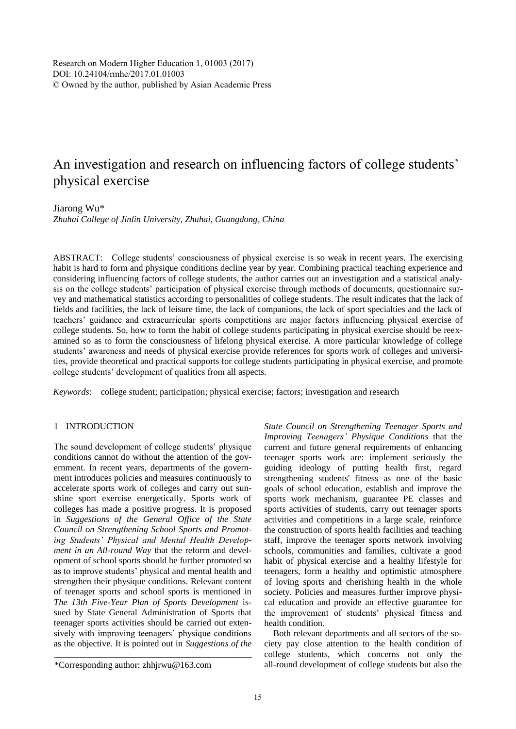Research on Modern Higher Education 1, 01003 (2017)
DOI: 10.24104/rmhe/2017.01.01003
© Owned by the author, published by Asian Academic Press

# An investigation and research on influencing factors of college students' physical exercise

Jiarong Wu*

*Zhuhai College of Jinlin University, Zhuhai, Guangdong, China*

ABSTRACT: College students' consciousness of physical exercise is so weak in recent years. The exercising habit is hard to form and physique conditions decline year by year. Combining practical teaching experience and considering influencing factors of college students, the author carries out an investigation and a statistical analysis on the college students' participation of physical exercise through methods of documents, questionnaire survey and mathematical statistics according to personalities of college students. The result indicates that the lack of fields and facilities, the lack of leisure time, the lack of companions, the lack of sport specialties and the lack of teachers' guidance and extracurricular sports competitions are major factors influencing physical exercise of college students. So, how to form the habit of college students participating in physical exercise should be reexamined so as to form the consciousness of lifelong physical exercise. A more particular knowledge of college students' awareness and needs of physical exercise provide references for sports work of colleges and universities, provide theoretical and practical supports for college students participating in physical exercise, and promote college students' development of qualities from all aspects.

*Keywords*: college student; participation; physical exercise; factors; investigation and research

## 1 INTRODUCTION

The sound development of college students' physique conditions cannot do without the attention of the government. In recent years, departments of the government introduces policies and measures continuously to accelerate sports work of colleges and carry out sunshine sport exercise energetically. Sports work of colleges has made a positive progress. It is proposed in *Suggestions of the General Office of the State Council on Strengthening School Sports and Promoting Students' Physical and Mental Health Development in an All-round Way* that the reform and development of school sports should be further promoted so as to improve students' physical and mental health and strengthen their physique conditions. Relevant content of teenager sports and school sports is mentioned in *The 13th Five-Year Plan of Sports Development* issued by State General Administration of Sports that teenager sports activities should be carried out extensively with improving teenagers' physique conditions as the objective. It is pointed out in *Suggestions of the State Council on Strengthening Teenager Sports and Improving Teenagers' Physique Conditions* that the current and future general requirements of enhancing teenager sports work are: implement seriously the guiding ideology of putting health first, regard strengthening students' fitness as one of the basic goals of school education, establish and improve the sports work mechanism, guarantee PE classes and sports activities of students, carry out teenager sports activities and competitions in a large scale, reinforce the construction of sports health facilities and teaching staff, improve the teenager sports network involving schools, communities and families, cultivate a good habit of physical exercise and a healthy lifestyle for teenagers, form a healthy and optimistic atmosphere of loving sports and cherishing health in the whole society. Policies and measures further improve physical education and provide an effective guarantee for the improvement of students' physical fitness and health condition.

Both relevant departments and all sectors of the society pay close attention to the health condition of college students, which concerns not only the all-round development of college students but also the

*Corresponding author: zhhjrwu@163.com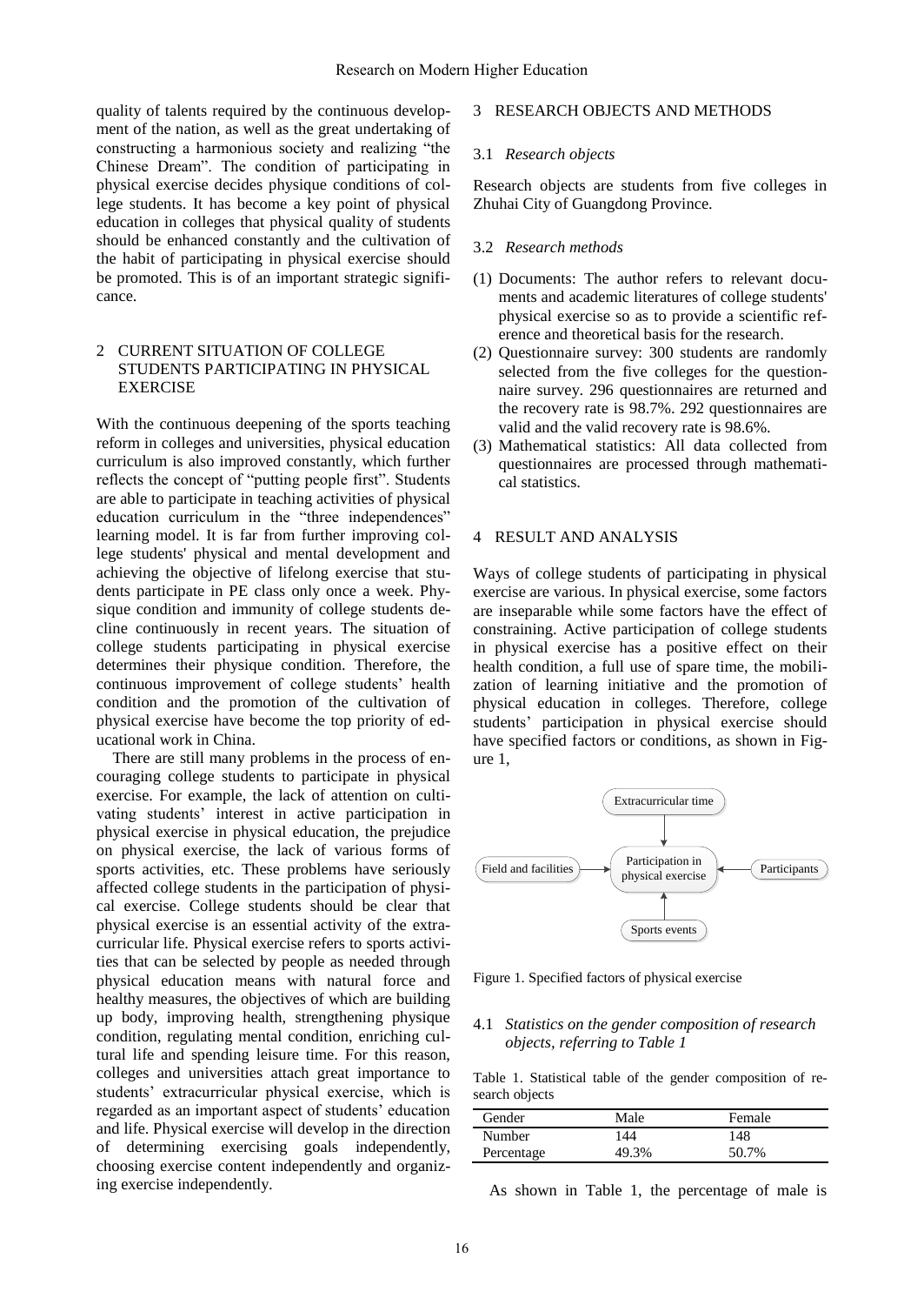quality of talents required by the continuous development of the nation, as well as the great undertaking of constructing a harmonious society and realizing "the Chinese Dream". The condition of participating in physical exercise decides physique conditions of college students. It has become a key point of physical education in colleges that physical quality of students should be enhanced constantly and the cultivation of the habit of participating in physical exercise should be promoted. This is of an important strategic significance.

## 2 CURRENT SITUATION OF COLLEGE STUDENTS PARTICIPATING IN PHYSICAL EXERCISE

With the continuous deepening of the sports teaching reform in colleges and universities, physical education curriculum is also improved constantly, which further reflects the concept of "putting people first". Students are able to participate in teaching activities of physical education curriculum in the "three independences" learning model. It is far from further improving college students' physical and mental development and achieving the objective of lifelong exercise that students participate in PE class only once a week. Physique condition and immunity of college students decline continuously in recent years. The situation of college students participating in physical exercise determines their physique condition. Therefore, the continuous improvement of college students' health condition and the promotion of the cultivation of physical exercise have become the top priority of educational work in China.

There are still many problems in the process of encouraging college students to participate in physical exercise. For example, the lack of attention on cultivating students' interest in active participation in physical exercise in physical education, the prejudice on physical exercise, the lack of various forms of sports activities, etc. These problems have seriously affected college students in the participation of physical exercise. College students should be clear that physical exercise is an essential activity of the extracurricular life. Physical exercise refers to sports activities that can be selected by people as needed through physical education means with natural force and healthy measures, the objectives of which are building up body, improving health, strengthening physique condition, regulating mental condition, enriching cultural life and spending leisure time. For this reason, colleges and universities attach great importance to students' extracurricular physical exercise, which is regarded as an important aspect of students' education and life. Physical exercise will develop in the direction of determining exercising goals independently, choosing exercise content independently and organizing exercise independently.

## 3 RESEARCH OBJECTS AND METHODS

### 3.1 *Research objects*

Research objects are students from five colleges in Zhuhai City of Guangdong Province.

### 3.2 *Research methods*

(1) Documents: The author refers to relevant documents and academic literatures of college students' physical exercise so as to provide a scientific reference and theoretical basis for the research.
(2) Questionnaire survey: 300 students are randomly selected from the five colleges for the questionnaire survey. 296 questionnaires are returned and the recovery rate is 98.7%. 292 questionnaires are valid and the valid recovery rate is 98.6%.
(3) Mathematical statistics: All data collected from questionnaires are processed through mathematical statistics.

## 4 RESULT AND ANALYSIS

Ways of college students of participating in physical exercise are various. In physical exercise, some factors are inseparable while some factors have the effect of constraining. Active participation of college students in physical exercise has a positive effect on their health condition, a full use of spare time, the mobilization of learning initiative and the promotion of physical education in colleges. Therefore, college students' participation in physical exercise should have specified factors or conditions, as shown in Figure 1,

Extracurricular time → Participation in physical exercise
Field and facilities → Participation in physical exercise
Participants → Participation in physical exercise
Sports events → Participation in physical exercise

Figure 1. Specified factors of physical exercise

### 4.1 *Statistics on the gender composition of research objects, referring to Table 1*

Table 1. Statistical table of the gender composition of research objects

| Gender | Male | Female |
|---|---|---|
| Number | 144 | 148 |
| Percentage | 49.3% | 50.7% |

As shown in Table 1, the percentage of male is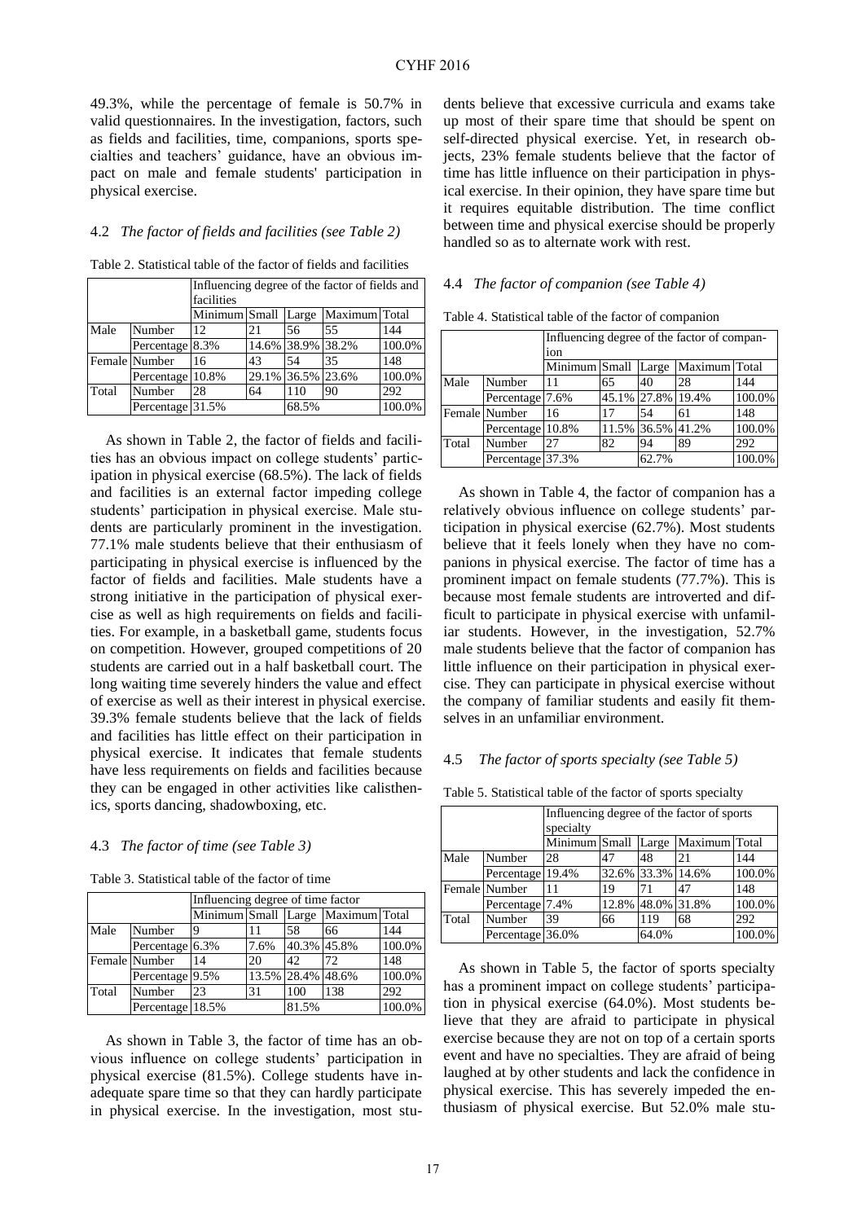49.3%, while the percentage of female is 50.7% in valid questionnaires. In the investigation, factors, such as fields and facilities, time, companions, sports specialties and teachers' guidance, have an obvious impact on male and female students' participation in physical exercise.

### 4.2 *The factor of fields and facilities (see Table 2)*

Table 2. Statistical table of the factor of fields and facilities

| | | Influencing degree of the factor of fields and facilities | | | | |
|---|---|---|---|---|---|---|
| | | Minimum | Small | Large | Maximum | Total |
| Male | Number | 12 | 21 | 56 | 55 | 144 |
| | Percentage | 8.3% | 14.6% | 38.9% | 38.2% | 100.0% |
| Female | Number | 16 | 43 | 54 | 35 | 148 |
| | Percentage | 10.8% | 29.1% | 36.5% | 23.6% | 100.0% |
| Total | Number | 28 | 64 | 110 | 90 | 292 |
| | Percentage | 31.5% | | 68.5% | | 100.0% |

As shown in Table 2, the factor of fields and facilities has an obvious impact on college students' participation in physical exercise (68.5%). The lack of fields and facilities is an external factor impeding college students' participation in physical exercise. Male students are particularly prominent in the investigation. 77.1% male students believe that their enthusiasm of participating in physical exercise is influenced by the factor of fields and facilities. Male students have a strong initiative in the participation of physical exercise as well as high requirements on fields and facilities. For example, in a basketball game, students focus on competition. However, grouped competitions of 20 students are carried out in a half basketball court. The long waiting time severely hinders the value and effect of exercise as well as their interest in physical exercise. 39.3% female students believe that the lack of fields and facilities has little effect on their participation in physical exercise. It indicates that female students have less requirements on fields and facilities because they can be engaged in other activities like calisthenics, sports dancing, shadowboxing, etc.

### 4.3 *The factor of time (see Table 3)*

Table 3. Statistical table of the factor of time

| | | Influencing degree of time factor | | | | |
|---|---|---|---|---|---|---|
| | | Minimum | Small | Large | Maximum | Total |
| Male | Number | 9 | 11 | 58 | 66 | 144 |
| | Percentage | 6.3% | 7.6% | 40.3% | 45.8% | 100.0% |
| Female | Number | 14 | 20 | 42 | 72 | 148 |
| | Percentage | 9.5% | 13.5% | 28.4% | 48.6% | 100.0% |
| Total | Number | 23 | 31 | 100 | 138 | 292 |
| | Percentage | 18.5% | | 81.5% | | 100.0% |

As shown in Table 3, the factor of time has an obvious influence on college students' participation in physical exercise (81.5%). College students have inadequate spare time so that they can hardly participate in physical exercise. In the investigation, most students believe that excessive curricula and exams take up most of their spare time that should be spent on self-directed physical exercise. Yet, in research objects, 23% female students believe that the factor of time has little influence on their participation in physical exercise. In their opinion, they have spare time but it requires equitable distribution. The time conflict between time and physical exercise should be properly handled so as to alternate work with rest.

### 4.4 *The factor of companion (see Table 4)*

Table 4. Statistical table of the factor of companion

| | | Influencing degree of the factor of companion | | | | |
|---|---|---|---|---|---|---|
| | | Minimum | Small | Large | Maximum | Total |
| Male | Number | 11 | 65 | 40 | 28 | 144 |
| | Percentage | 7.6% | 45.1% | 27.8% | 19.4% | 100.0% |
| Female | Number | 16 | 17 | 54 | 61 | 148 |
| | Percentage | 10.8% | 11.5% | 36.5% | 41.2% | 100.0% |
| Total | Number | 27 | 82 | 94 | 89 | 292 |
| | Percentage | 37.3% | | 62.7% | | 100.0% |

As shown in Table 4, the factor of companion has a relatively obvious influence on college students' participation in physical exercise (62.7%). Most students believe that it feels lonely when they have no companions in physical exercise. The factor of time has a prominent impact on female students (77.7%). This is because most female students are introverted and difficult to participate in physical exercise with unfamiliar students. However, in the investigation, 52.7% male students believe that the factor of companion has little influence on their participation in physical exercise. They can participate in physical exercise without the company of familiar students and easily fit themselves in an unfamiliar environment.

### 4.5 *The factor of sports specialty (see Table 5)*

Table 5. Statistical table of the factor of sports specialty

| | | Influencing degree of the factor of sports specialty | | | | |
|---|---|---|---|---|---|---|
| | | Minimum | Small | Large | Maximum | Total |
| Male | Number | 28 | 47 | 48 | 21 | 144 |
| | Percentage | 19.4% | 32.6% | 33.3% | 14.6% | 100.0% |
| Female | Number | 11 | 19 | 71 | 47 | 148 |
| | Percentage | 7.4% | 12.8% | 48.0% | 31.8% | 100.0% |
| Total | Number | 39 | 66 | 119 | 68 | 292 |
| | Percentage | 36.0% | | 64.0% | | 100.0% |

As shown in Table 5, the factor of sports specialty has a prominent impact on college students' participation in physical exercise (64.0%). Most students believe that they are afraid to participate in physical exercise because they are not on top of a certain sports event and have no specialties. They are afraid of being laughed at by other students and lack the confidence in physical exercise. This has severely impeded the enthusiasm of physical exercise. But 52.0% male stu-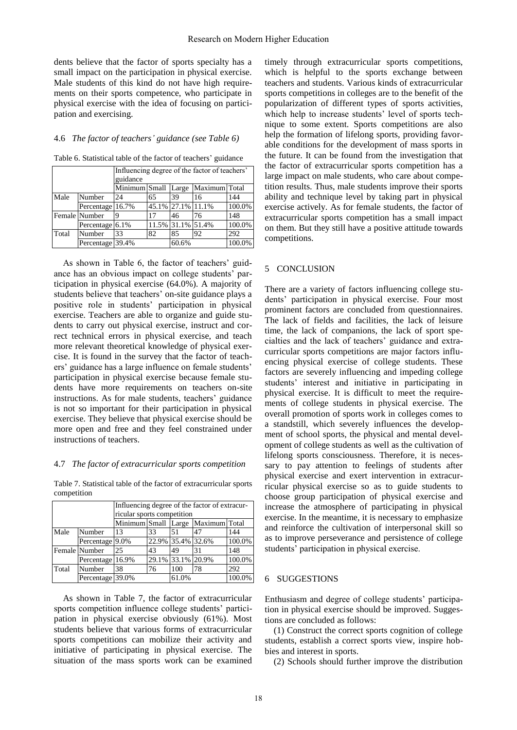dents believe that the factor of sports specialty has a small impact on the participation in physical exercise. Male students of this kind do not have high requirements on their sports competence, who participate in physical exercise with the idea of focusing on participation and exercising.

### 4.6 *The factor of teachers' guidance (see Table 6)*

Table 6. Statistical table of the factor of teachers' guidance

| | | Influencing degree of the factor of teachers' guidance | | | | |
|---|---|---|---|---|---|---|
| | | Minimum | Small | Large | Maximum | Total |
| Male | Number | 24 | 65 | 39 | 16 | 144 |
| | Percentage | 16.7% | 45.1% | 27.1% | 11.1% | 100.0% |
| Female | Number | 9 | 17 | 46 | 76 | 148 |
| | Percentage | 6.1% | 11.5% | 31.1% | 51.4% | 100.0% |
| Total | Number | 33 | 82 | 85 | 92 | 292 |
| | Percentage | 39.4% | | 60.6% | | 100.0% |

As shown in Table 6, the factor of teachers' guidance has an obvious impact on college students' participation in physical exercise (64.0%). A majority of students believe that teachers' on-site guidance plays a positive role in students' participation in physical exercise. Teachers are able to organize and guide students to carry out physical exercise, instruct and correct technical errors in physical exercise, and teach more relevant theoretical knowledge of physical exercise. It is found in the survey that the factor of teachers' guidance has a large influence on female students' participation in physical exercise because female students have more requirements on teachers on-site instructions. As for male students, teachers' guidance is not so important for their participation in physical exercise. They believe that physical exercise should be more open and free and they feel constrained under instructions of teachers.

### 4.7 *The factor of extracurricular sports competition*

Table 7. Statistical table of the factor of extracurricular sports competition

| | | Influencing degree of the factor of extracurricular sports competition | | | | |
|---|---|---|---|---|---|---|
| | | Minimum | Small | Large | Maximum | Total |
| Male | Number | 13 | 33 | 51 | 47 | 144 |
| | Percentage | 9.0% | 22.9% | 35.4% | 32.6% | 100.0% |
| Female | Number | 25 | 43 | 49 | 31 | 148 |
| | Percentage | 16.9% | 29.1% | 33.1% | 20.9% | 100.0% |
| Total | Number | 38 | 76 | 100 | 78 | 292 |
| | Percentage | 39.0% | | 61.0% | | 100.0% |

As shown in Table 7, the factor of extracurricular sports competition influence college students' participation in physical exercise obviously (61%). Most students believe that various forms of extracurricular sports competitions can mobilize their activity and initiative of participating in physical exercise. The situation of the mass sports work can be examined timely through extracurricular sports competitions, which is helpful to the sports exchange between teachers and students. Various kinds of extracurricular sports competitions in colleges are to the benefit of the popularization of different types of sports activities, which help to increase students' level of sports technique to some extent. Sports competitions are also help the formation of lifelong sports, providing favorable conditions for the development of mass sports in the future. It can be found from the investigation that the factor of extracurricular sports competition has a large impact on male students, who care about competition results. Thus, male students improve their sports ability and technique level by taking part in physical exercise actively. As for female students, the factor of extracurricular sports competition has a small impact on them. But they still have a positive attitude towards competitions.

## 5 CONCLUSION

There are a variety of factors influencing college students' participation in physical exercise. Four most prominent factors are concluded from questionnaires. The lack of fields and facilities, the lack of leisure time, the lack of companions, the lack of sport specialties and the lack of teachers' guidance and extracurricular sports competitions are major factors influencing physical exercise of college students. These factors are severely influencing and impeding college students' interest and initiative in participating in physical exercise. It is difficult to meet the requirements of college students in physical exercise. The overall promotion of sports work in colleges comes to a standstill, which severely influences the development of school sports, the physical and mental development of college students as well as the cultivation of lifelong sports consciousness. Therefore, it is necessary to pay attention to feelings of students after physical exercise and exert intervention in extracurricular physical exercise so as to guide students to choose group participation of physical exercise and increase the atmosphere of participating in physical exercise. In the meantime, it is necessary to emphasize and reinforce the cultivation of interpersonal skill so as to improve perseverance and persistence of college students' participation in physical exercise.

## 6 SUGGESTIONS

Enthusiasm and degree of college students' participation in physical exercise should be improved. Suggestions are concluded as follows:

(1) Construct the correct sports cognition of college students, establish a correct sports view, inspire hobbies and interest in sports.

(2) Schools should further improve the distribution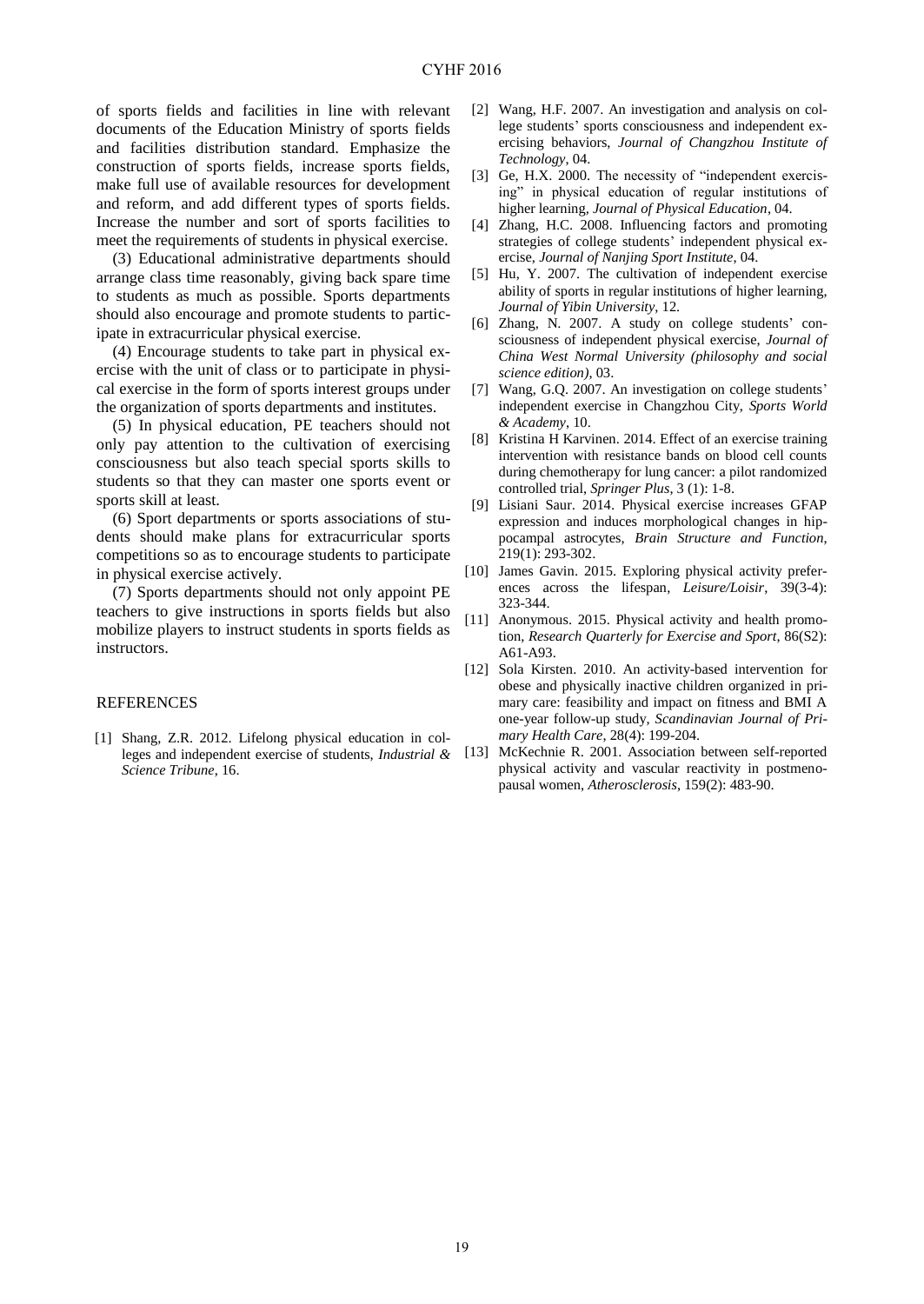of sports fields and facilities in line with relevant documents of the Education Ministry of sports fields and facilities distribution standard. Emphasize the construction of sports fields, increase sports fields, make full use of available resources for development and reform, and add different types of sports fields. Increase the number and sort of sports facilities to meet the requirements of students in physical exercise.

(3) Educational administrative departments should arrange class time reasonably, giving back spare time to students as much as possible. Sports departments should also encourage and promote students to participate in extracurricular physical exercise.

(4) Encourage students to take part in physical exercise with the unit of class or to participate in physical exercise in the form of sports interest groups under the organization of sports departments and institutes.

(5) In physical education, PE teachers should not only pay attention to the cultivation of exercising consciousness but also teach special sports skills to students so that they can master one sports event or sports skill at least.

(6) Sport departments or sports associations of students should make plans for extracurricular sports competitions so as to encourage students to participate in physical exercise actively.

(7) Sports departments should not only appoint PE teachers to give instructions in sports fields but also mobilize players to instruct students in sports fields as instructors.

## REFERENCES

[1] Shang, Z.R. 2012. Lifelong physical education in colleges and independent exercise of students, *Industrial & Science Tribune*, 16.

[2] Wang, H.F. 2007. An investigation and analysis on college students' sports consciousness and independent exercising behaviors, *Journal of Changzhou Institute of Technology*, 04.

[3] Ge, H.X. 2000. The necessity of "independent exercising" in physical education of regular institutions of higher learning, *Journal of Physical Education*, 04.

[4] Zhang, H.C. 2008. Influencing factors and promoting strategies of college students' independent physical exercise, *Journal of Nanjing Sport Institute*, 04.

[5] Hu, Y. 2007. The cultivation of independent exercise ability of sports in regular institutions of higher learning, *Journal of Yibin University*, 12.

[6] Zhang, N. 2007. A study on college students' consciousness of independent physical exercise, *Journal of China West Normal University (philosophy and social science edition)*, 03.

[7] Wang, G.Q. 2007. An investigation on college students' independent exercise in Changzhou City, *Sports World & Academy*, 10.

[8] Kristina H Karvinen. 2014. Effect of an exercise training intervention with resistance bands on blood cell counts during chemotherapy for lung cancer: a pilot randomized controlled trial, *Springer Plus*, 3 (1): 1-8.

[9] Lisiani Saur. 2014. Physical exercise increases GFAP expression and induces morphological changes in hippocampal astrocytes, *Brain Structure and Function*, 219(1): 293-302.

[10] James Gavin. 2015. Exploring physical activity preferences across the lifespan, *Leisure/Loisir*, 39(3-4): 323-344.

[11] Anonymous. 2015. Physical activity and health promotion, *Research Quarterly for Exercise and Sport*, 86(S2): A61-A93.

[12] Sola Kirsten. 2010. An activity-based intervention for obese and physically inactive children organized in primary care: feasibility and impact on fitness and BMI A one-year follow-up study, *Scandinavian Journal of Primary Health Care*, 28(4): 199-204.

[13] McKechnie R. 2001. Association between self-reported physical activity and vascular reactivity in postmenopausal women, *Atherosclerosis*, 159(2): 483-90.